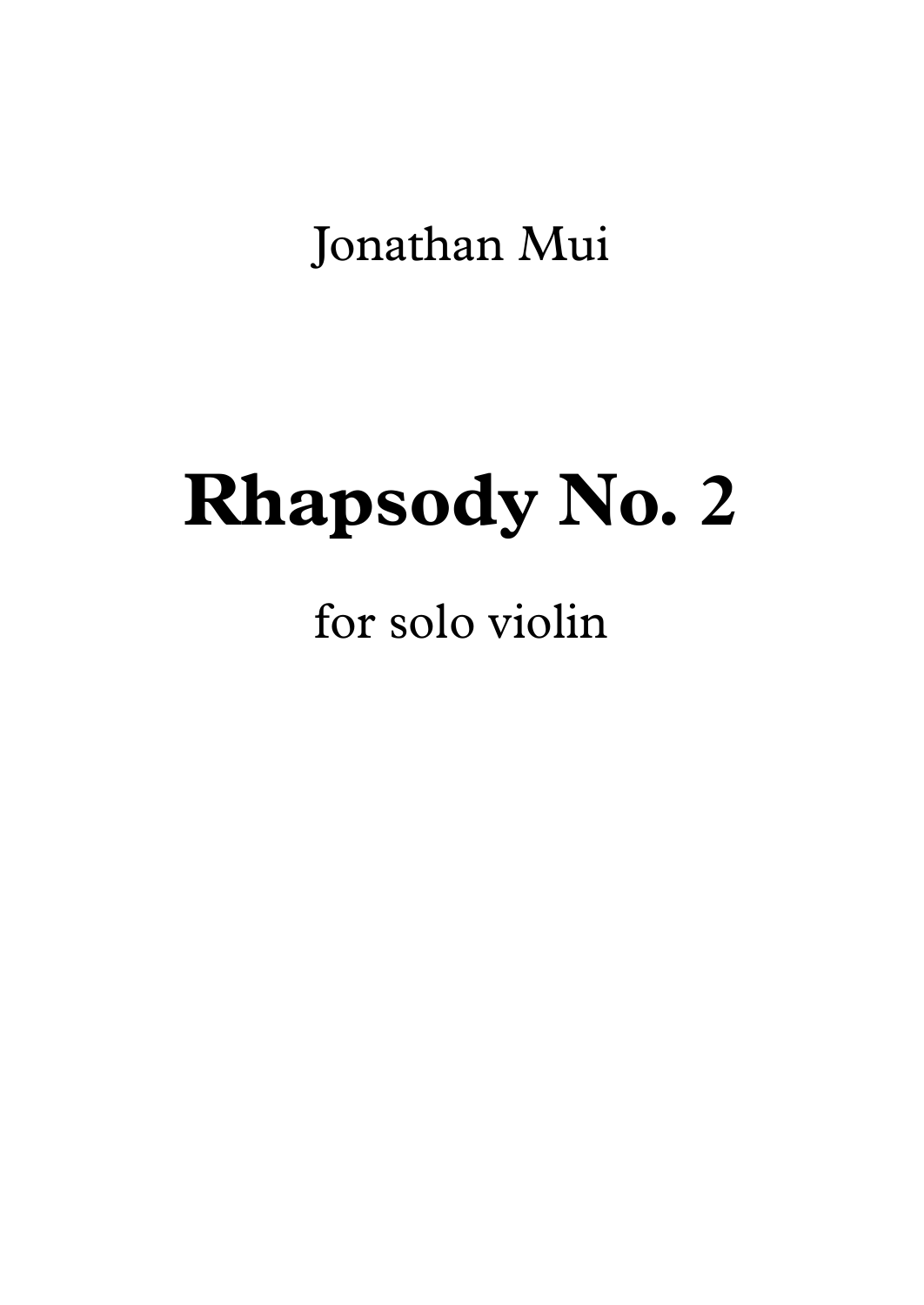Jonathan Mui

# Rhapsody No. 2

for solo violin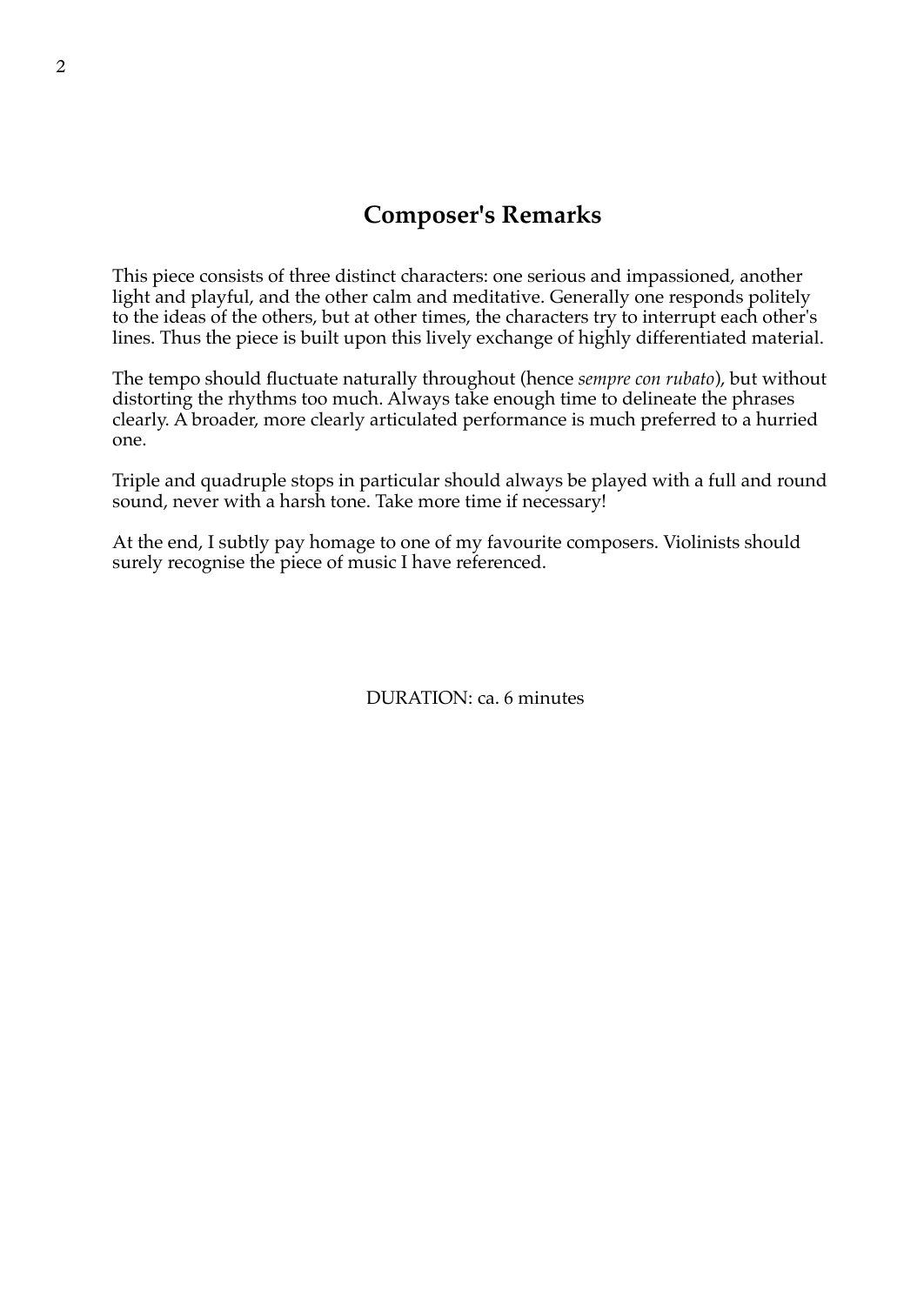## Composer's Remarks

This piece consists of three distinct characters: one serious and impassioned, another light and playful, and the other calm and meditative. Generally one responds politely to the ideas of the others, but at other times, the characters try to interrupt each other's lines. Thus the piece is built upon this lively exchange of highly differentiated material.

The tempo should fluctuate naturally throughout (hence *sempre con rubato*), but without distorting the rhythms too much. Always take enough time to delineate the phrases clearly. A broader, more clearly articulated performance is much preferred to a hurried one.

Triple and quadruple stops in particular should always be played with a full and round sound, never with a harsh tone. Take more time if necessary!

At the end, I subtly pay homage to one of my favourite composers. Violinists should surely recognise the piece of music I have referenced.

DURATION: ca. 6 minutes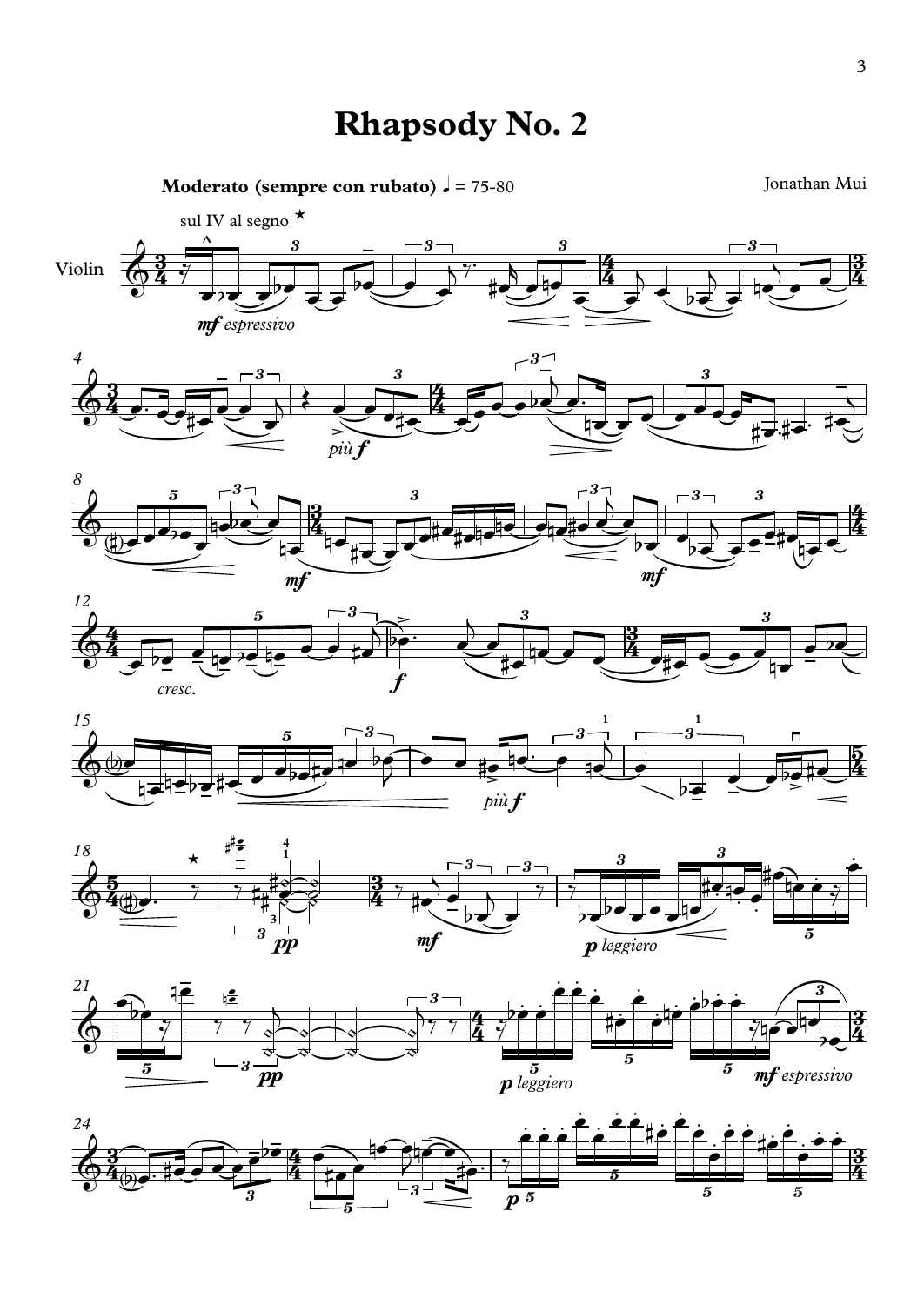# Rhapsody No. 2

**Moderato (sempre con rubato)** ♩ = 75-80

Jonathan Mui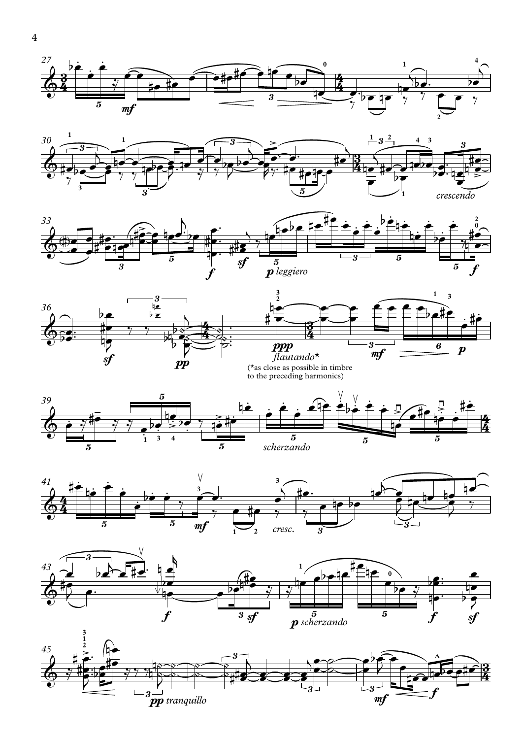(*as close as possible in timbre to the preceding harmonics)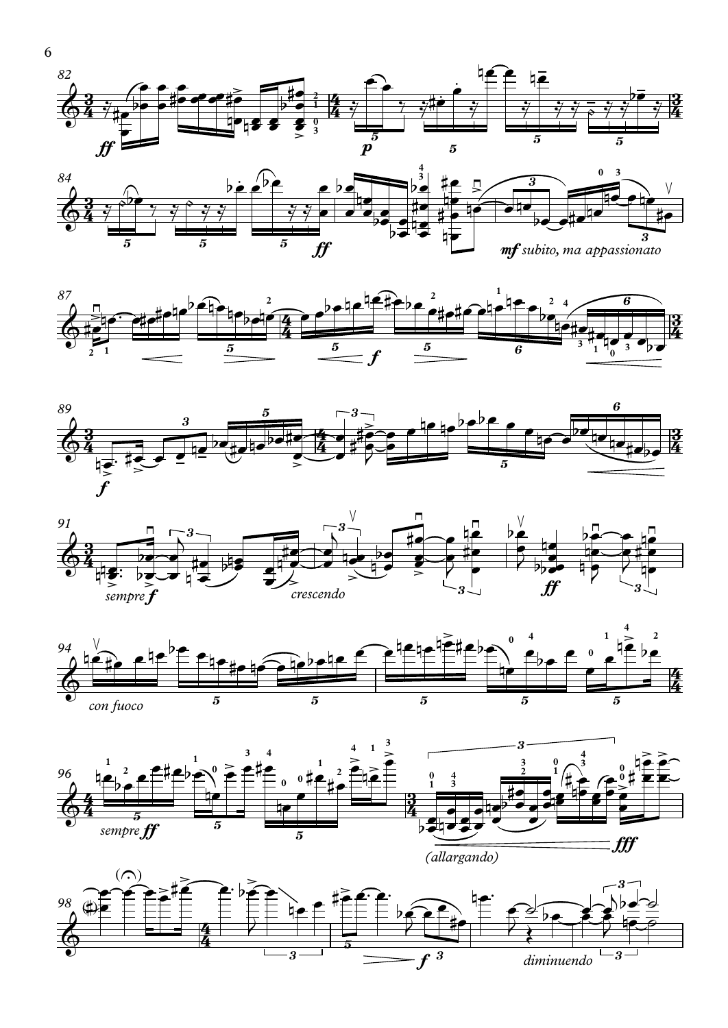*mf subito, ma appassionato*

*sempre f*

*crescendo*

*con fuoco*

*sempre ff*

*(allargando)*

*diminuendo*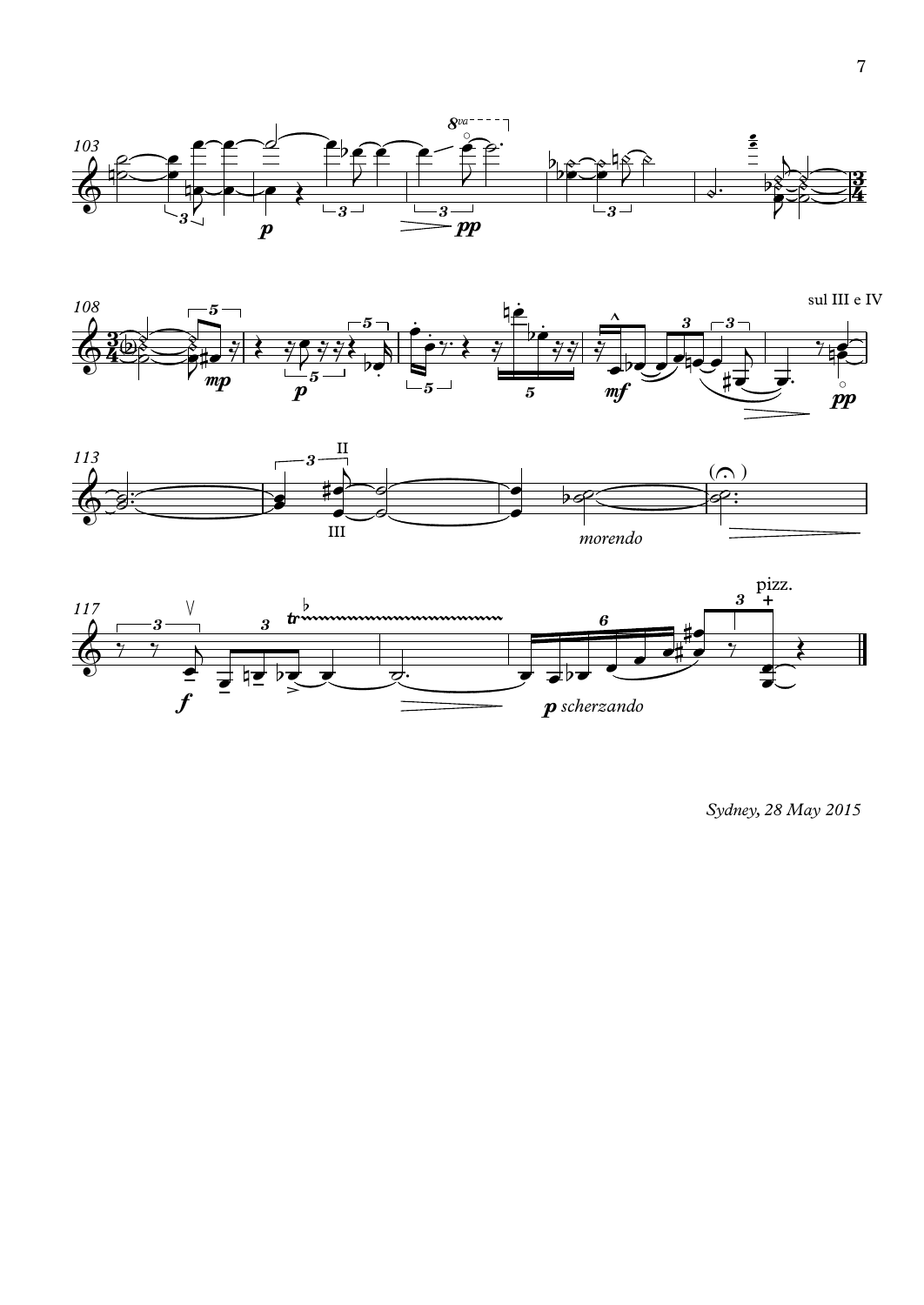*Sydney, 28 May 2015*